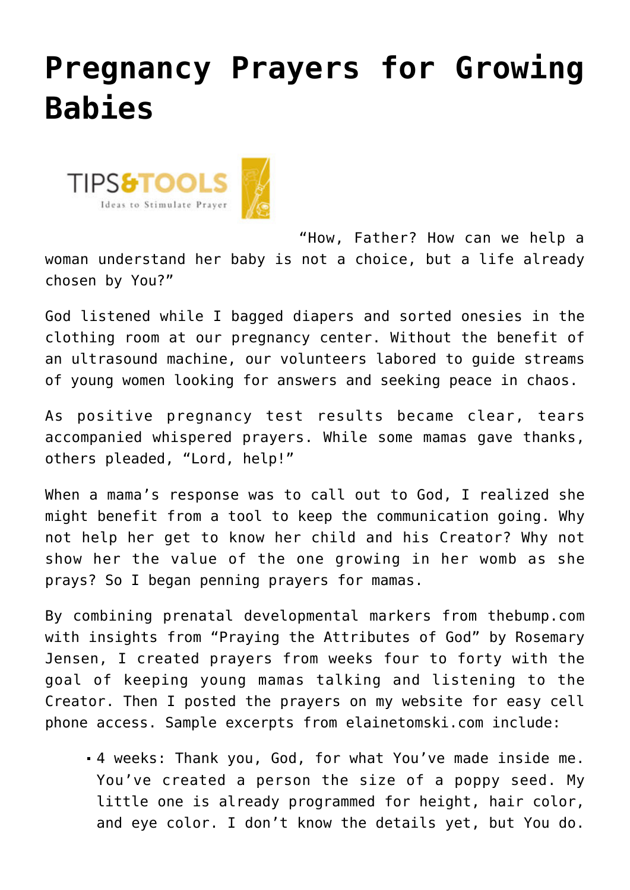# Pregnancy Prayers for Growing Babies

“How, Father? How can we help a woman understand her baby is not a choice, but a life already chosen by You?”

God listened while I bagged diapers and sorted onesies in the clothing room at our pregnancy center. Without the benefit of an ultrasound machine, our volunteers labored to guide streams of young women looking for answers and seeking peace in chaos.

As positive pregnancy test results became clear, tears accompanied whispered prayers. While some mamas gave thanks, others pleaded, “Lord, help!”

When a mama’s response was to call out to God, I realized she might benefit from a tool to keep the communication going. Why not help her get to know her child and his Creator? Why not show her the value of the one growing in her womb as she prays? So I began penning prayers for mamas.

By combining prenatal developmental markers from thebump.com with insights from “Praying the Attributes of God” by Rosemary Jensen, I created prayers from weeks four to forty with the goal of keeping young mamas talking and listening to the Creator. Then I posted the prayers on my website for easy cell phone access. Sample excerpts from elainetomski.com include:

- 4 weeks: Thank you, God, for what You’ve made inside me. You’ve created a person the size of a poppy seed. My little one is already programmed for height, hair color, and eye color. I don’t know the details yet, but You do.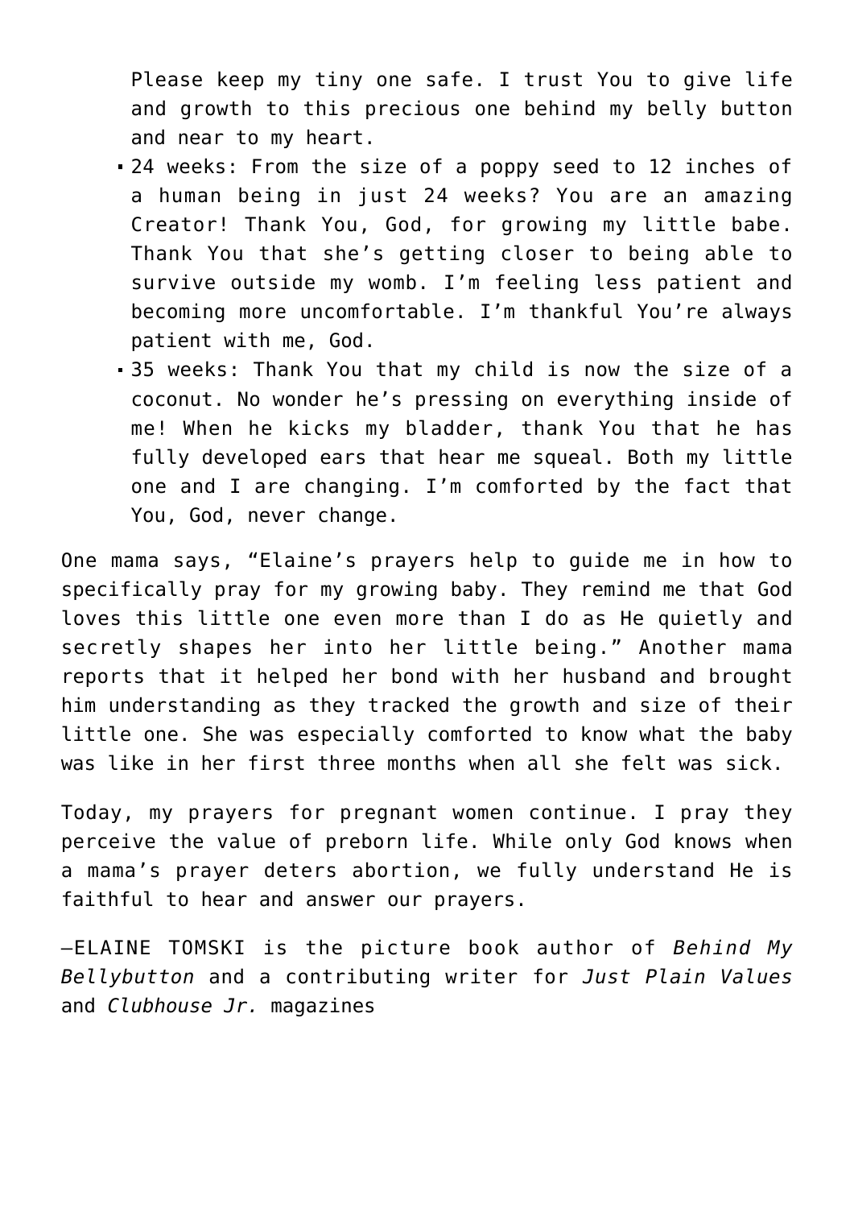Please keep my tiny one safe. I trust You to give life and growth to this precious one behind my belly button and near to my heart.

- 24 weeks: From the size of a poppy seed to 12 inches of a human being in just 24 weeks? You are an amazing Creator! Thank You, God, for growing my little babe. Thank You that she's getting closer to being able to survive outside my womb. I'm feeling less patient and becoming more uncomfortable. I'm thankful You're always patient with me, God.
- 35 weeks: Thank You that my child is now the size of a coconut. No wonder he's pressing on everything inside of me! When he kicks my bladder, thank You that he has fully developed ears that hear me squeal. Both my little one and I are changing. I'm comforted by the fact that You, God, never change.

One mama says, "Elaine's prayers help to guide me in how to specifically pray for my growing baby. They remind me that God loves this little one even more than I do as He quietly and secretly shapes her into her little being." Another mama reports that it helped her bond with her husband and brought him understanding as they tracked the growth and size of their little one. She was especially comforted to know what the baby was like in her first three months when all she felt was sick.

Today, my prayers for pregnant women continue. I pray they perceive the value of preborn life. While only God knows when a mama's prayer deters abortion, we fully understand He is faithful to hear and answer our prayers.

—ELAINE TOMSKI is the picture book author of *Behind My Bellybutton* and a contributing writer for *Just Plain Values* and *Clubhouse Jr.* magazines